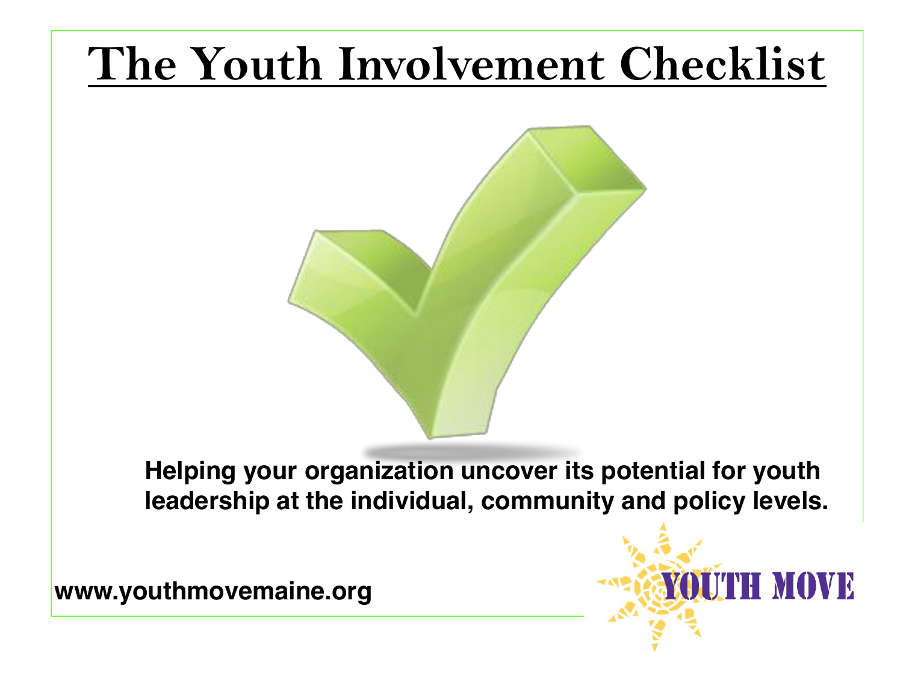# The Youth Involvement Checklist

**Helping your organization uncover its potential for youth leadership at the individual, community and policy levels.**

**www.youthmovemaine.org**

YOUTH MOVE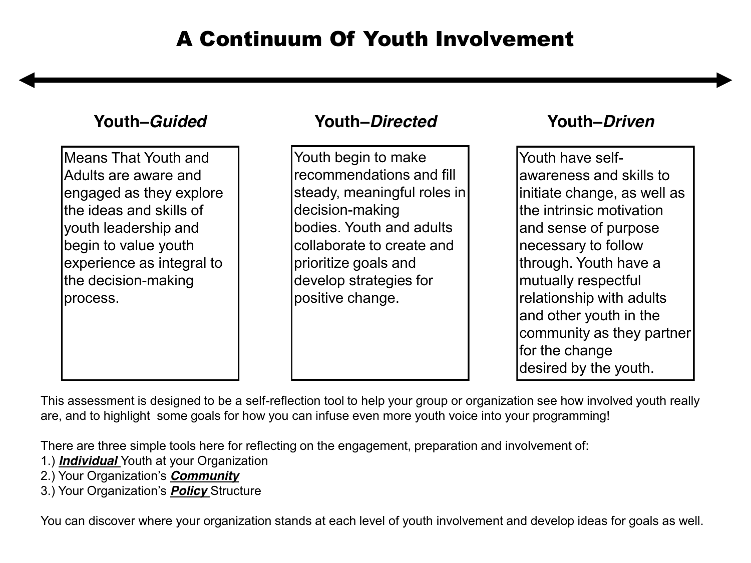# A Continuum Of Youth Involvement

### Youth–*Guided*

Means That Youth and Adults are aware and engaged as they explore the ideas and skills of youth leadership and begin to value youth experience as integral to the decision-making process.

### Youth–*Directed*

Youth begin to make recommendations and fill steady, meaningful roles in decision-making bodies. Youth and adults collaborate to create and prioritize goals and develop strategies for positive change.

### Youth–*Driven*

Youth have self-awareness and skills to initiate change, as well as the intrinsic motivation and sense of purpose necessary to follow through. Youth have a mutually respectful relationship with adults and other youth in the community as they partner for the change desired by the youth.

This assessment is designed to be a self-reflection tool to help your group or organization see how involved youth really are, and to highlight some goals for how you can infuse even more youth voice into your programming!

There are three simple tools here for reflecting on the engagement, preparation and involvement of:

1.) ***Individual*** Youth at your Organization
2.) Your Organization's ***Community***
3.) Your Organization's ***Policy*** Structure

You can discover where your organization stands at each level of youth involvement and develop ideas for goals as well.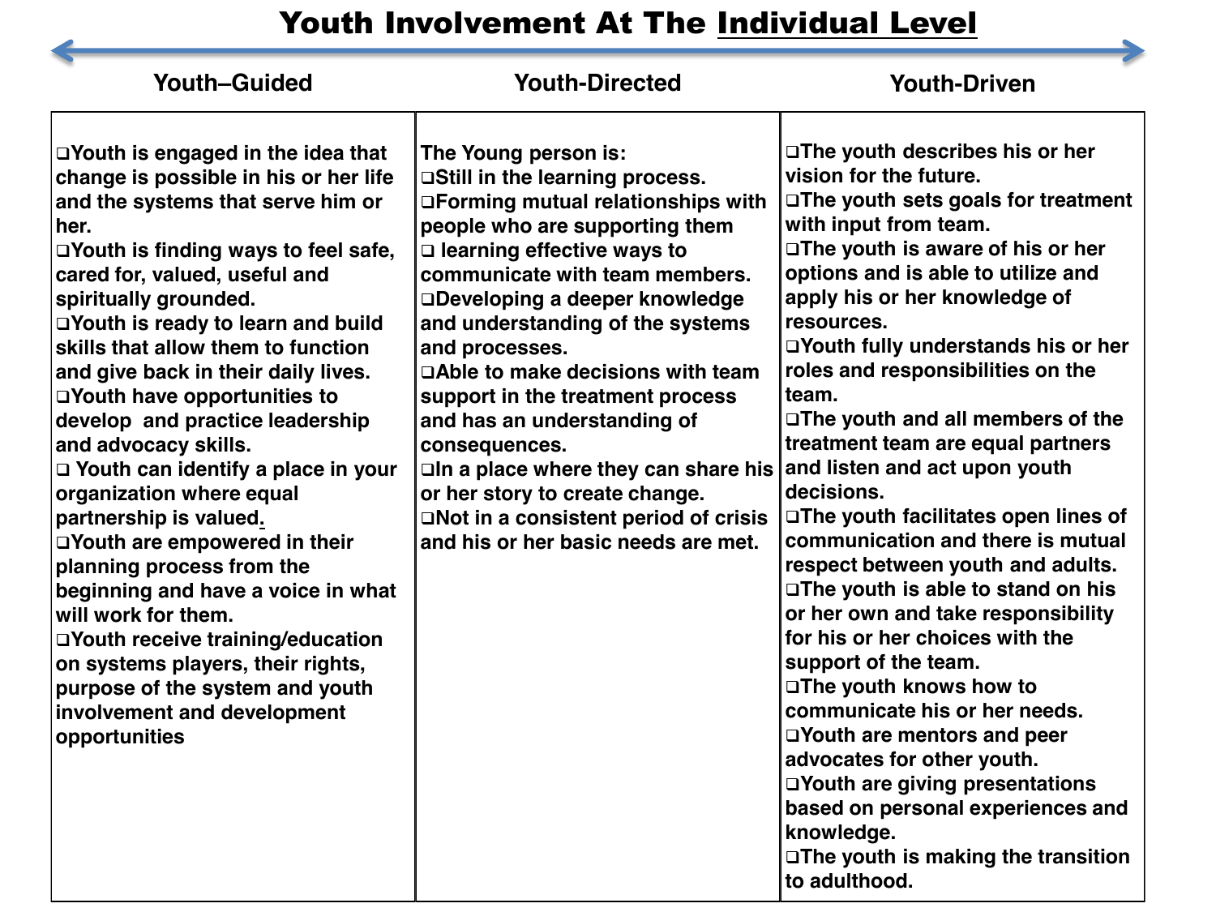# Youth Involvement At The <u>Individual Level</u>

| Youth–Guided | Youth-Directed | Youth-Driven |
|---|---|---|
| ❑Youth is engaged in the idea that change is possible in his or her life and the systems that serve him or her.<br>❑Youth is finding ways to feel safe, cared for, valued, useful and spiritually grounded.<br>❑Youth is ready to learn and build skills that allow them to function and give back in their daily lives.<br>❑Youth have opportunities to develop and practice leadership and advocacy skills.<br>❑ Youth can identify a place in your organization where equal partnership is valued.<br>❑Youth are empowered in their planning process from the beginning and have a voice in what will work for them.<br>❑Youth receive training/education on systems players, their rights, purpose of the system and youth involvement and development opportunities | The Young person is:<br>❑Still in the learning process.<br>❑Forming mutual relationships with people who are supporting them<br>❑ learning effective ways to communicate with team members.<br>❑Developing a deeper knowledge and understanding of the systems and processes.<br>❑Able to make decisions with team support in the treatment process and has an understanding of consequences.<br>❑In a place where they can share his or her story to create change.<br>❑Not in a consistent period of crisis and his or her basic needs are met. | ❑The youth describes his or her vision for the future.<br>❑The youth sets goals for treatment with input from team.<br>❑The youth is aware of his or her options and is able to utilize and apply his or her knowledge of resources.<br>❑Youth fully understands his or her roles and responsibilities on the team.<br>❑The youth and all members of the treatment team are equal partners and listen and act upon youth decisions.<br>❑The youth facilitates open lines of communication and there is mutual respect between youth and adults.<br>❑The youth is able to stand on his or her own and take responsibility for his or her choices with the support of the team.<br>❑The youth knows how to communicate his or her needs.<br>❑Youth are mentors and peer advocates for other youth.<br>❑Youth are giving presentations based on personal experiences and knowledge.<br>❑The youth is making the transition to adulthood. |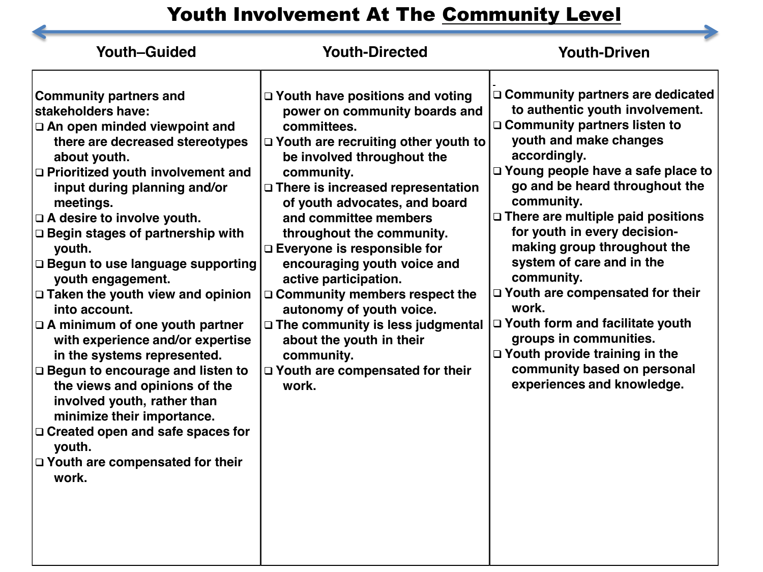# Youth Involvement At The Community Level

| Youth–Guided | Youth-Directed | Youth-Driven |
|---|---|---|
| Community partners and stakeholders have:<br>❑ An open minded viewpoint and there are decreased stereotypes about youth.<br>❑ Prioritized youth involvement and input during planning and/or meetings.<br>❑ A desire to involve youth.<br>❑ Begin stages of partnership with youth.<br>❑ Begun to use language supporting youth engagement.<br>❑ Taken the youth view and opinion into account.<br>❑ A minimum of one youth partner with experience and/or expertise in the systems represented.<br>❑ Begun to encourage and listen to the views and opinions of the involved youth, rather than minimize their importance.<br>❑ Created open and safe spaces for youth.<br>❑ Youth are compensated for their work. | ❑ Youth have positions and voting power on community boards and committees.<br>❑ Youth are recruiting other youth to be involved throughout the community.<br>❑ There is increased representation of youth advocates, and board and committee members throughout the community.<br>❑ Everyone is responsible for encouraging youth voice and active participation.<br>❑ Community members respect the autonomy of youth voice.<br>❑ The community is less judgmental about the youth in their community.<br>❑ Youth are compensated for their work. | ❑ Community partners are dedicated to authentic youth involvement.<br>❑ Community partners listen to youth and make changes accordingly.<br>❑ Young people have a safe place to go and be heard throughout the community.<br>❑ There are multiple paid positions for youth in every decision-making group throughout the system of care and in the community.<br>❑ Youth are compensated for their work.<br>❑ Youth form and facilitate youth groups in communities.<br>❑ Youth provide training in the community based on personal experiences and knowledge. |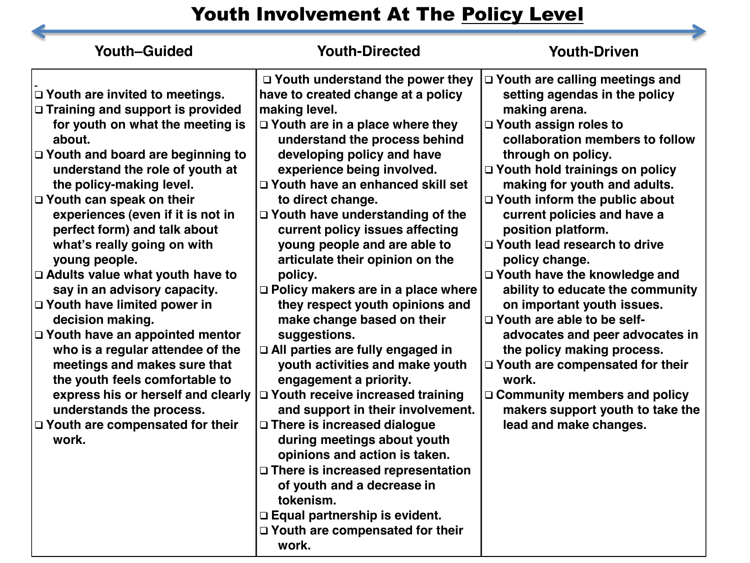# Youth Involvement At The Policy Level

| Youth–Guided | Youth-Directed | Youth-Driven |
| --- | --- | --- |
| ❑ Youth are invited to meetings.<br>❑ Training and support is provided for youth on what the meeting is about.<br>❑ Youth and board are beginning to understand the role of youth at the policy-making level.<br>❑ Youth can speak on their experiences (even if it is not in perfect form) and talk about what's really going on with young people.<br>❑ Adults value what youth have to say in an advisory capacity.<br>❑ Youth have limited power in decision making.<br>❑ Youth have an appointed mentor who is a regular attendee of the meetings and makes sure that the youth feels comfortable to express his or herself and clearly understands the process.<br>❑ Youth are compensated for their work. | ❑ Youth understand the power they have to created change at a policy making level.<br>❑ Youth are in a place where they understand the process behind developing policy and have experience being involved.<br>❑ Youth have an enhanced skill set to direct change.<br>❑ Youth have understanding of the current policy issues affecting young people and are able to articulate their opinion on the policy.<br>❑ Policy makers are in a place where they respect youth opinions and make change based on their suggestions.<br>❑ All parties are fully engaged in youth activities and make youth engagement a priority.<br>❑ Youth receive increased training and support in their involvement.<br>❑ There is increased dialogue during meetings about youth opinions and action is taken.<br>❑ There is increased representation of youth and a decrease in tokenism.<br>❑ Equal partnership is evident.<br>❑ Youth are compensated for their work. | ❑ Youth are calling meetings and setting agendas in the policy making arena.<br>❑ Youth assign roles to collaboration members to follow through on policy.<br>❑ Youth hold trainings on policy making for youth and adults.<br>❑ Youth inform the public about current policies and have a position platform.<br>❑ Youth lead research to drive policy change.<br>❑ Youth have the knowledge and ability to educate the community on important youth issues.<br>❑ Youth are able to be self-advocates and peer advocates in the policy making process.<br>❑ Youth are compensated for their work.<br>❑ Community members and policy makers support youth to take the lead and make changes. |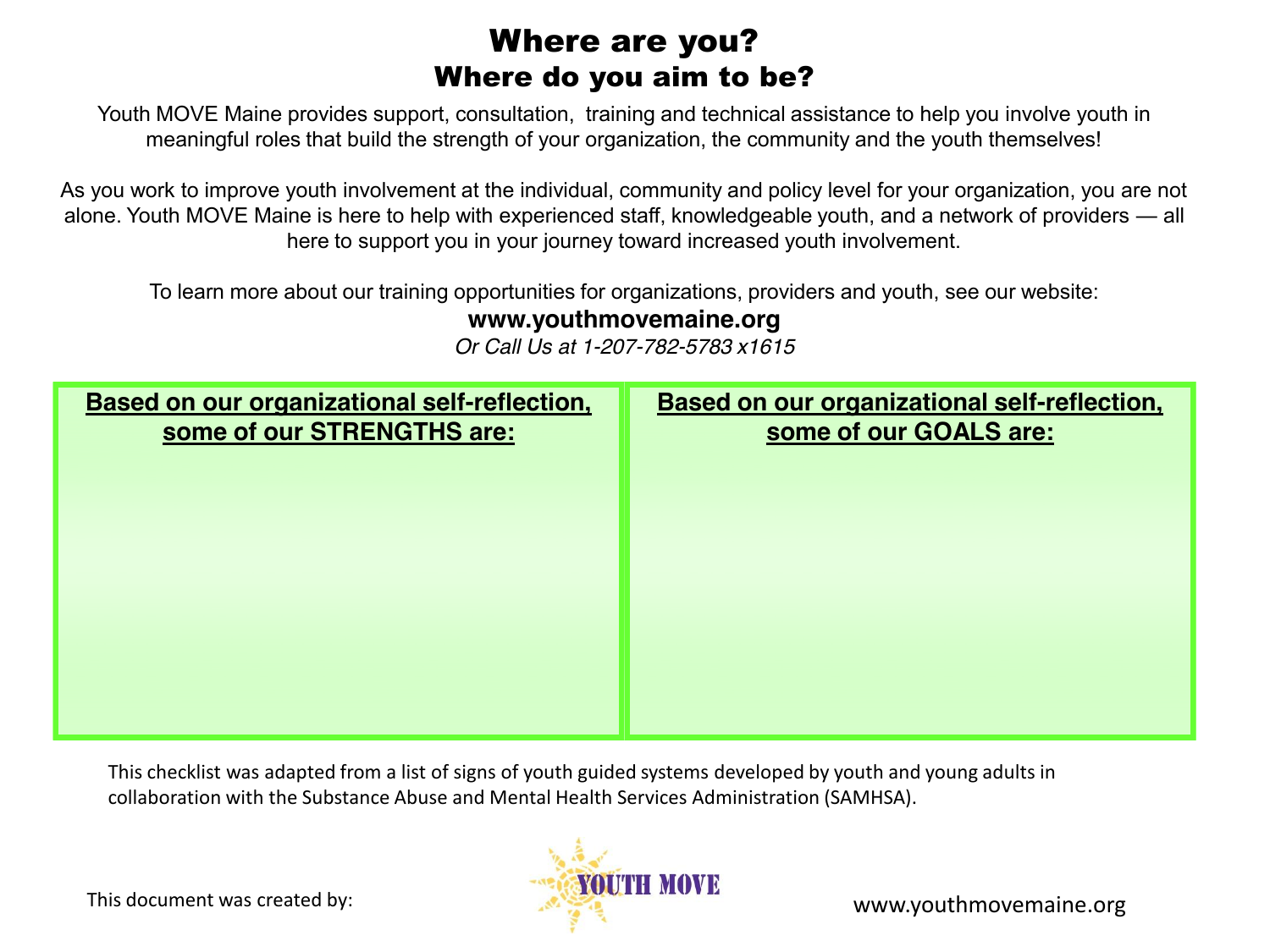# Where are you?

## Where do you aim to be?

Youth MOVE Maine provides support, consultation, training and technical assistance to help you involve youth in meaningful roles that build the strength of your organization, the community and the youth themselves!

As you work to improve youth involvement at the individual, community and policy level for your organization, you are not alone. Youth MOVE Maine is here to help with experienced staff, knowledgeable youth, and a network of providers — all here to support you in your journey toward increased youth involvement.

To learn more about our training opportunities for organizations, providers and youth, see our website:

**www.youthmovemaine.org**

*Or Call Us at 1-207-782-5783 x1615*

| **Based on our organizational self-reflection, some of our STRENGTHS are:** | **Based on our organizational self-reflection, some of our GOALS are:** |
| --- | --- |
| | |

This checklist was adapted from a list of signs of youth guided systems developed by youth and young adults in collaboration with the Substance Abuse and Mental Health Services Administration (SAMHSA).

This document was created by: YOUTH MOVE

www.youthmovemaine.org